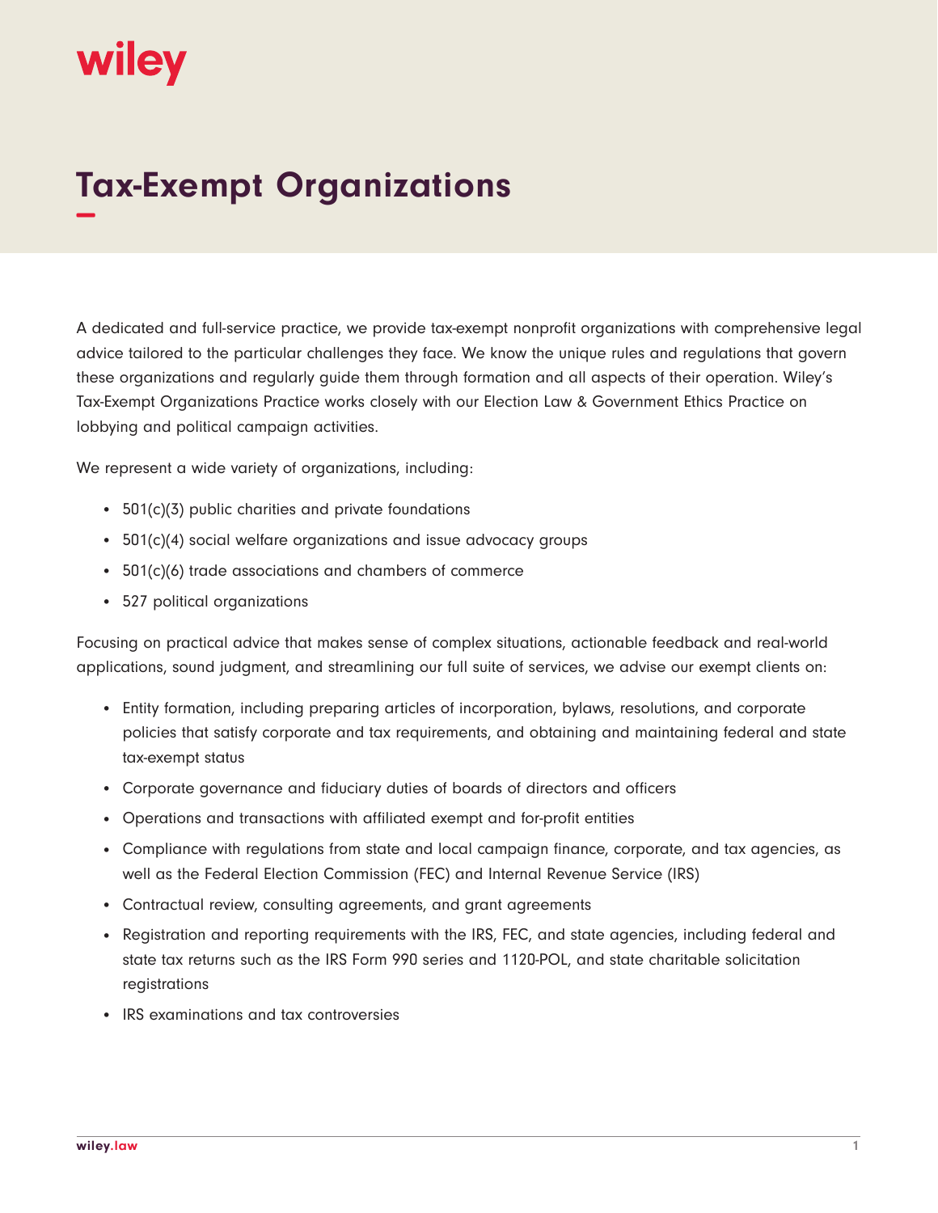# Tax-Exempt Organizations

A dedicated and full-service practice, we provide tax-exempt nonprofit organizations with comprehensive legal advice tailored to the particular challenges they face. We know the unique rules and regulations that govern these organizations and regularly guide them through formation and all aspects of their operation. Wiley's Tax-Exempt Organizations Practice works closely with our Election Law & Government Ethics Practice on lobbying and political campaign activities.

We represent a wide variety of organizations, including:

- 501(c)(3) public charities and private foundations
- 501(c)(4) social welfare organizations and issue advocacy groups
- 501(c)(6) trade associations and chambers of commerce
- 527 political organizations

Focusing on practical advice that makes sense of complex situations, actionable feedback and real-world applications, sound judgment, and streamlining our full suite of services, we advise our exempt clients on:

- Entity formation, including preparing articles of incorporation, bylaws, resolutions, and corporate policies that satisfy corporate and tax requirements, and obtaining and maintaining federal and state tax-exempt status
- Corporate governance and fiduciary duties of boards of directors and officers
- Operations and transactions with affiliated exempt and for-profit entities
- Compliance with regulations from state and local campaign finance, corporate, and tax agencies, as well as the Federal Election Commission (FEC) and Internal Revenue Service (IRS)
- Contractual review, consulting agreements, and grant agreements
- Registration and reporting requirements with the IRS, FEC, and state agencies, including federal and state tax returns such as the IRS Form 990 series and 1120-POL, and state charitable solicitation registrations
- IRS examinations and tax controversies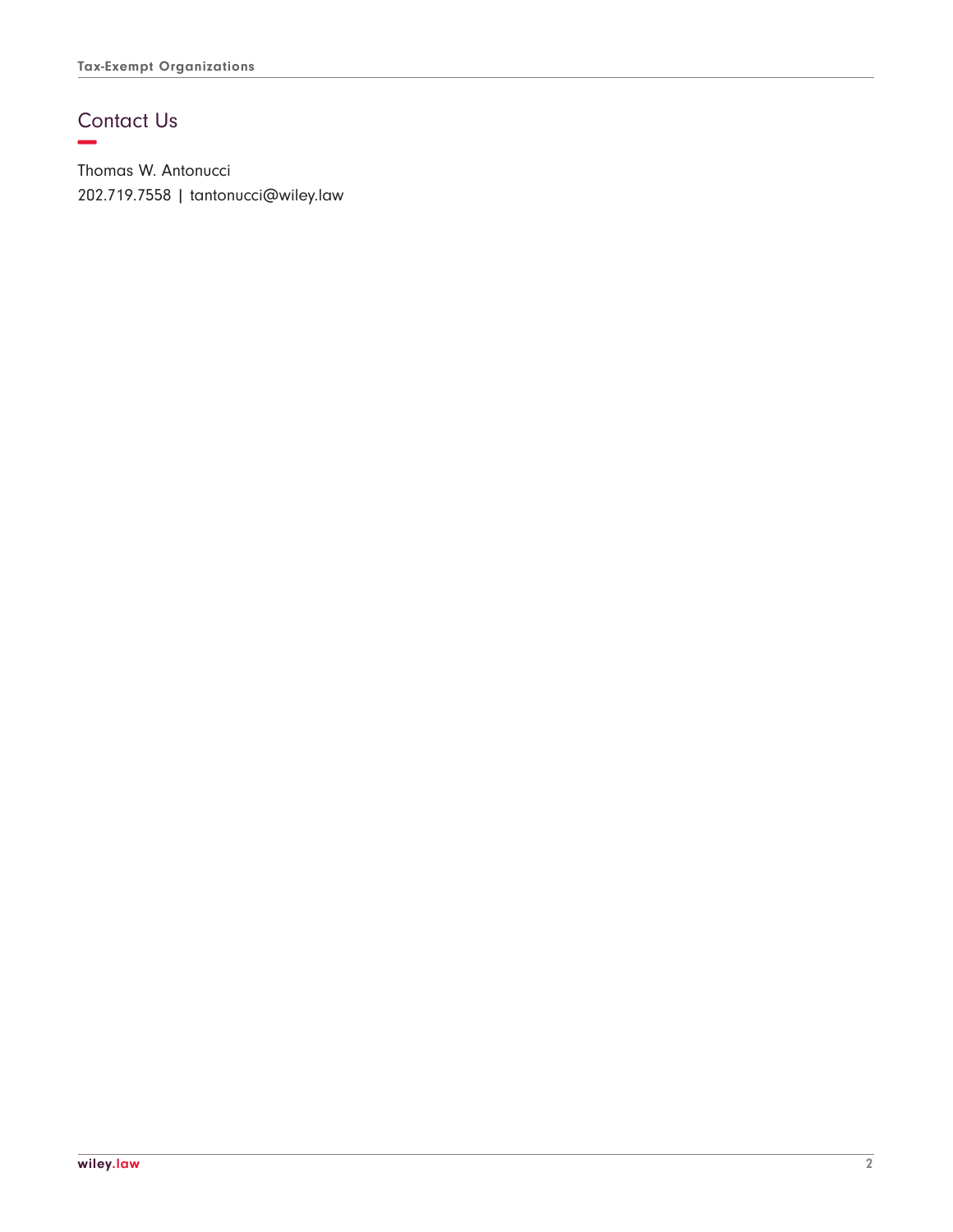## Contact Us

Thomas W. Antonucci
202.719.7558 | tantonucci@wiley.law